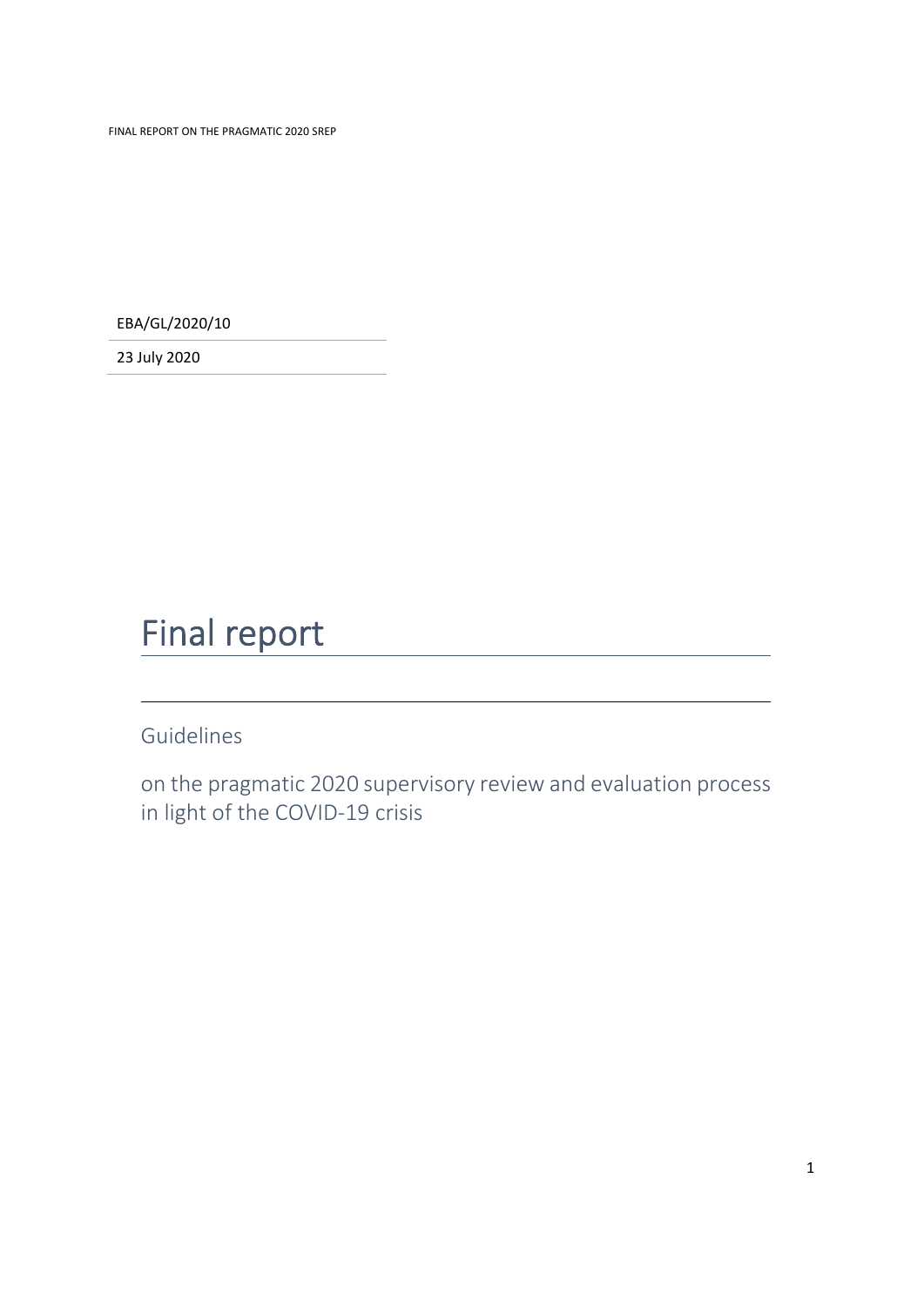EBA/GL/2020/10

23 July 2020

# Final report

## Guidelines

on the pragmatic 2020 supervisory review and evaluation process in light of the COVID-19 crisis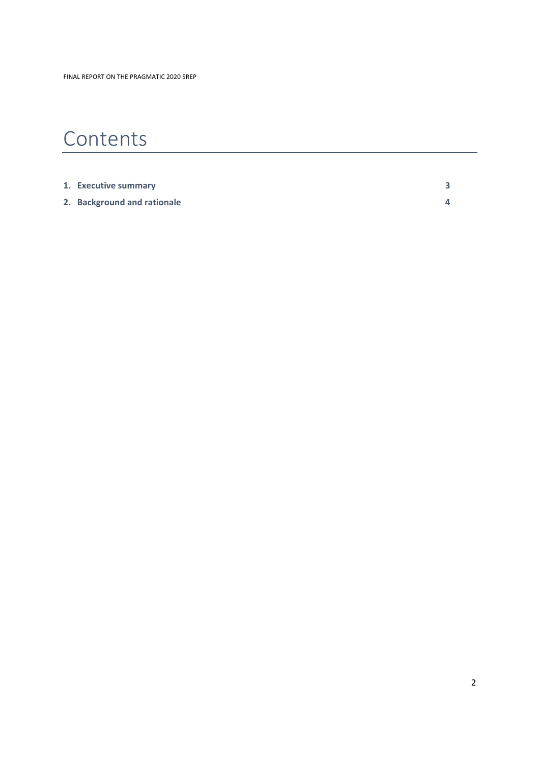# Contents

| | |
|---|---|
| **1. Executive summary** | **3** |
| **2. Background and rationale** | **4** |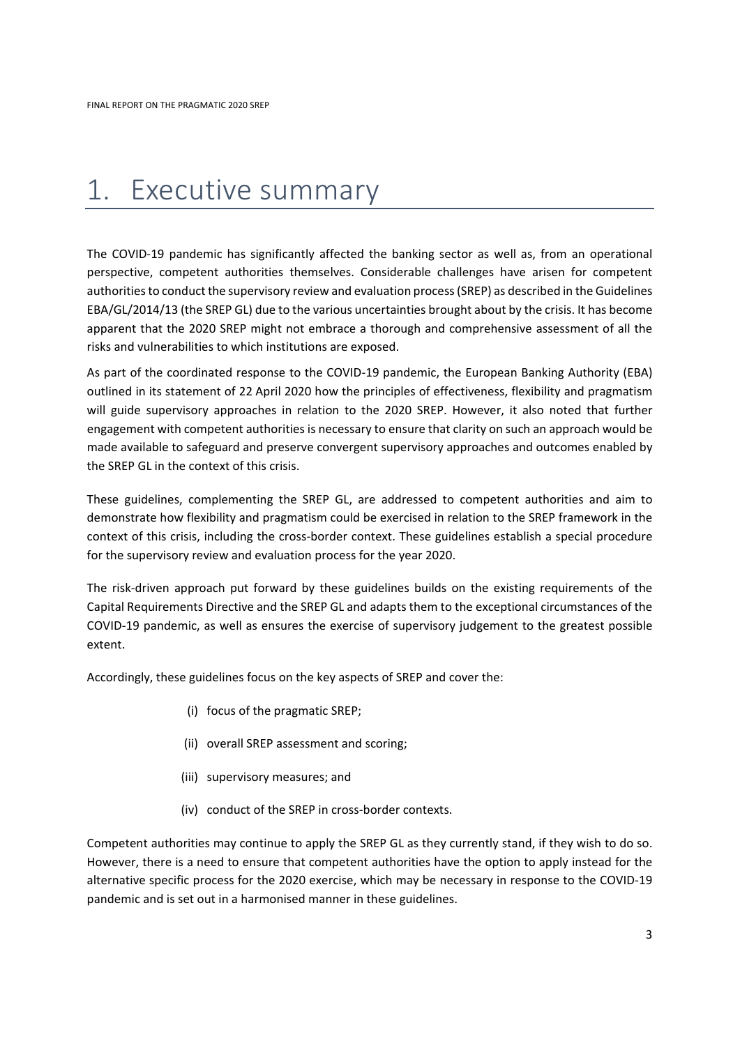# 1. Executive summary

The COVID-19 pandemic has significantly affected the banking sector as well as, from an operational perspective, competent authorities themselves. Considerable challenges have arisen for competent authorities to conduct the supervisory review and evaluation process (SREP) as described in the Guidelines EBA/GL/2014/13 (the SREP GL) due to the various uncertainties brought about by the crisis. It has become apparent that the 2020 SREP might not embrace a thorough and comprehensive assessment of all the risks and vulnerabilities to which institutions are exposed.

As part of the coordinated response to the COVID-19 pandemic, the European Banking Authority (EBA) outlined in its statement of 22 April 2020 how the principles of effectiveness, flexibility and pragmatism will guide supervisory approaches in relation to the 2020 SREP. However, it also noted that further engagement with competent authorities is necessary to ensure that clarity on such an approach would be made available to safeguard and preserve convergent supervisory approaches and outcomes enabled by the SREP GL in the context of this crisis.

These guidelines, complementing the SREP GL, are addressed to competent authorities and aim to demonstrate how flexibility and pragmatism could be exercised in relation to the SREP framework in the context of this crisis, including the cross-border context. These guidelines establish a special procedure for the supervisory review and evaluation process for the year 2020.

The risk-driven approach put forward by these guidelines builds on the existing requirements of the Capital Requirements Directive and the SREP GL and adapts them to the exceptional circumstances of the COVID-19 pandemic, as well as ensures the exercise of supervisory judgement to the greatest possible extent.

Accordingly, these guidelines focus on the key aspects of SREP and cover the:

(i) focus of the pragmatic SREP;

(ii) overall SREP assessment and scoring;

(iii) supervisory measures; and

(iv) conduct of the SREP in cross-border contexts.

Competent authorities may continue to apply the SREP GL as they currently stand, if they wish to do so. However, there is a need to ensure that competent authorities have the option to apply instead for the alternative specific process for the 2020 exercise, which may be necessary in response to the COVID-19 pandemic and is set out in a harmonised manner in these guidelines.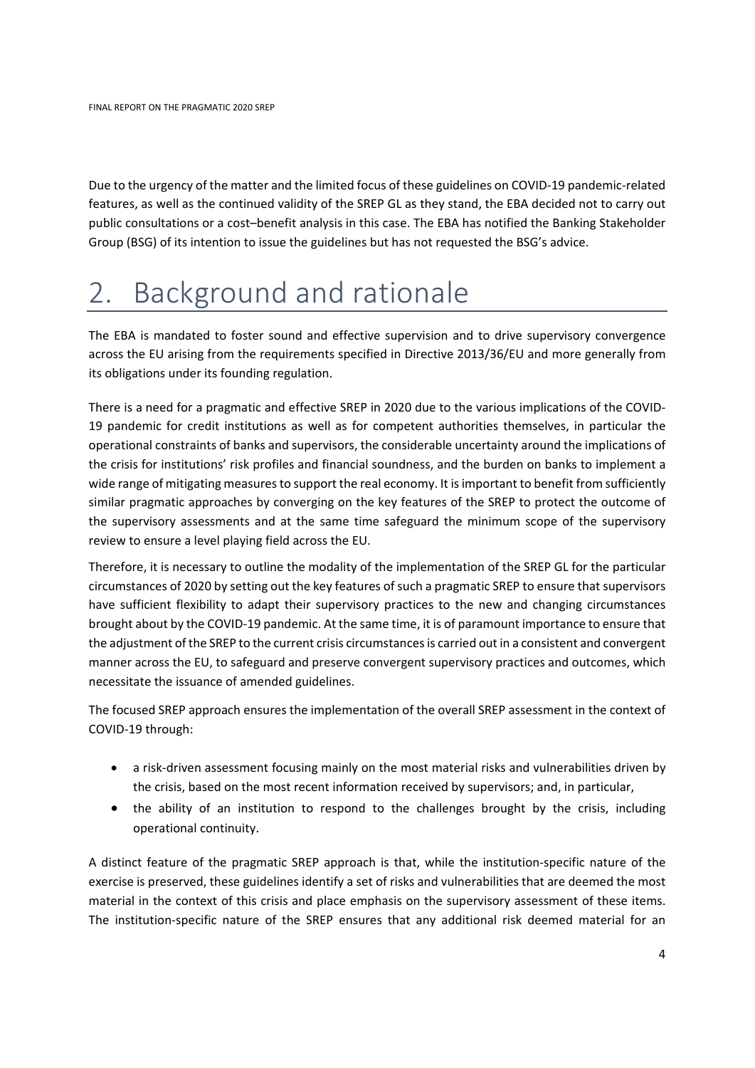Due to the urgency of the matter and the limited focus of these guidelines on COVID-19 pandemic-related features, as well as the continued validity of the SREP GL as they stand, the EBA decided not to carry out public consultations or a cost–benefit analysis in this case. The EBA has notified the Banking Stakeholder Group (BSG) of its intention to issue the guidelines but has not requested the BSG's advice.

# 2. Background and rationale

The EBA is mandated to foster sound and effective supervision and to drive supervisory convergence across the EU arising from the requirements specified in Directive 2013/36/EU and more generally from its obligations under its founding regulation.

There is a need for a pragmatic and effective SREP in 2020 due to the various implications of the COVID-19 pandemic for credit institutions as well as for competent authorities themselves, in particular the operational constraints of banks and supervisors, the considerable uncertainty around the implications of the crisis for institutions' risk profiles and financial soundness, and the burden on banks to implement a wide range of mitigating measures to support the real economy. It is important to benefit from sufficiently similar pragmatic approaches by converging on the key features of the SREP to protect the outcome of the supervisory assessments and at the same time safeguard the minimum scope of the supervisory review to ensure a level playing field across the EU.

Therefore, it is necessary to outline the modality of the implementation of the SREP GL for the particular circumstances of 2020 by setting out the key features of such a pragmatic SREP to ensure that supervisors have sufficient flexibility to adapt their supervisory practices to the new and changing circumstances brought about by the COVID-19 pandemic. At the same time, it is of paramount importance to ensure that the adjustment of the SREP to the current crisis circumstances is carried out in a consistent and convergent manner across the EU, to safeguard and preserve convergent supervisory practices and outcomes, which necessitate the issuance of amended guidelines.

The focused SREP approach ensures the implementation of the overall SREP assessment in the context of COVID-19 through:

- a risk-driven assessment focusing mainly on the most material risks and vulnerabilities driven by the crisis, based on the most recent information received by supervisors; and, in particular,
- the ability of an institution to respond to the challenges brought by the crisis, including operational continuity.

A distinct feature of the pragmatic SREP approach is that, while the institution-specific nature of the exercise is preserved, these guidelines identify a set of risks and vulnerabilities that are deemed the most material in the context of this crisis and place emphasis on the supervisory assessment of these items. The institution-specific nature of the SREP ensures that any additional risk deemed material for an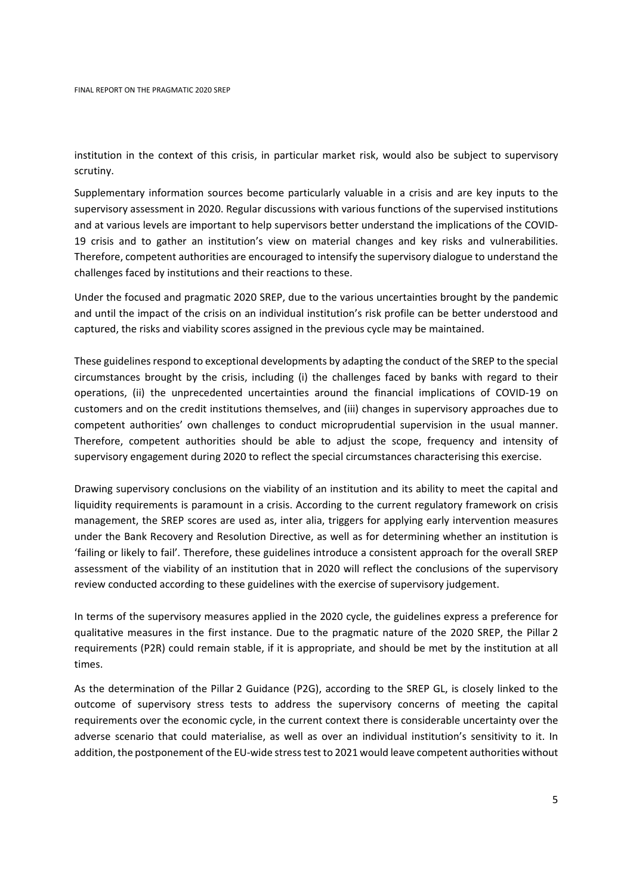institution in the context of this crisis, in particular market risk, would also be subject to supervisory scrutiny.

Supplementary information sources become particularly valuable in a crisis and are key inputs to the supervisory assessment in 2020. Regular discussions with various functions of the supervised institutions and at various levels are important to help supervisors better understand the implications of the COVID-19 crisis and to gather an institution's view on material changes and key risks and vulnerabilities. Therefore, competent authorities are encouraged to intensify the supervisory dialogue to understand the challenges faced by institutions and their reactions to these.

Under the focused and pragmatic 2020 SREP, due to the various uncertainties brought by the pandemic and until the impact of the crisis on an individual institution's risk profile can be better understood and captured, the risks and viability scores assigned in the previous cycle may be maintained.

These guidelines respond to exceptional developments by adapting the conduct of the SREP to the special circumstances brought by the crisis, including (i) the challenges faced by banks with regard to their operations, (ii) the unprecedented uncertainties around the financial implications of COVID-19 on customers and on the credit institutions themselves, and (iii) changes in supervisory approaches due to competent authorities' own challenges to conduct microprudential supervision in the usual manner. Therefore, competent authorities should be able to adjust the scope, frequency and intensity of supervisory engagement during 2020 to reflect the special circumstances characterising this exercise.

Drawing supervisory conclusions on the viability of an institution and its ability to meet the capital and liquidity requirements is paramount in a crisis. According to the current regulatory framework on crisis management, the SREP scores are used as, inter alia, triggers for applying early intervention measures under the Bank Recovery and Resolution Directive, as well as for determining whether an institution is 'failing or likely to fail'. Therefore, these guidelines introduce a consistent approach for the overall SREP assessment of the viability of an institution that in 2020 will reflect the conclusions of the supervisory review conducted according to these guidelines with the exercise of supervisory judgement.

In terms of the supervisory measures applied in the 2020 cycle, the guidelines express a preference for qualitative measures in the first instance. Due to the pragmatic nature of the 2020 SREP, the Pillar 2 requirements (P2R) could remain stable, if it is appropriate, and should be met by the institution at all times.

As the determination of the Pillar 2 Guidance (P2G), according to the SREP GL, is closely linked to the outcome of supervisory stress tests to address the supervisory concerns of meeting the capital requirements over the economic cycle, in the current context there is considerable uncertainty over the adverse scenario that could materialise, as well as over an individual institution's sensitivity to it. In addition, the postponement of the EU-wide stress test to 2021 would leave competent authorities without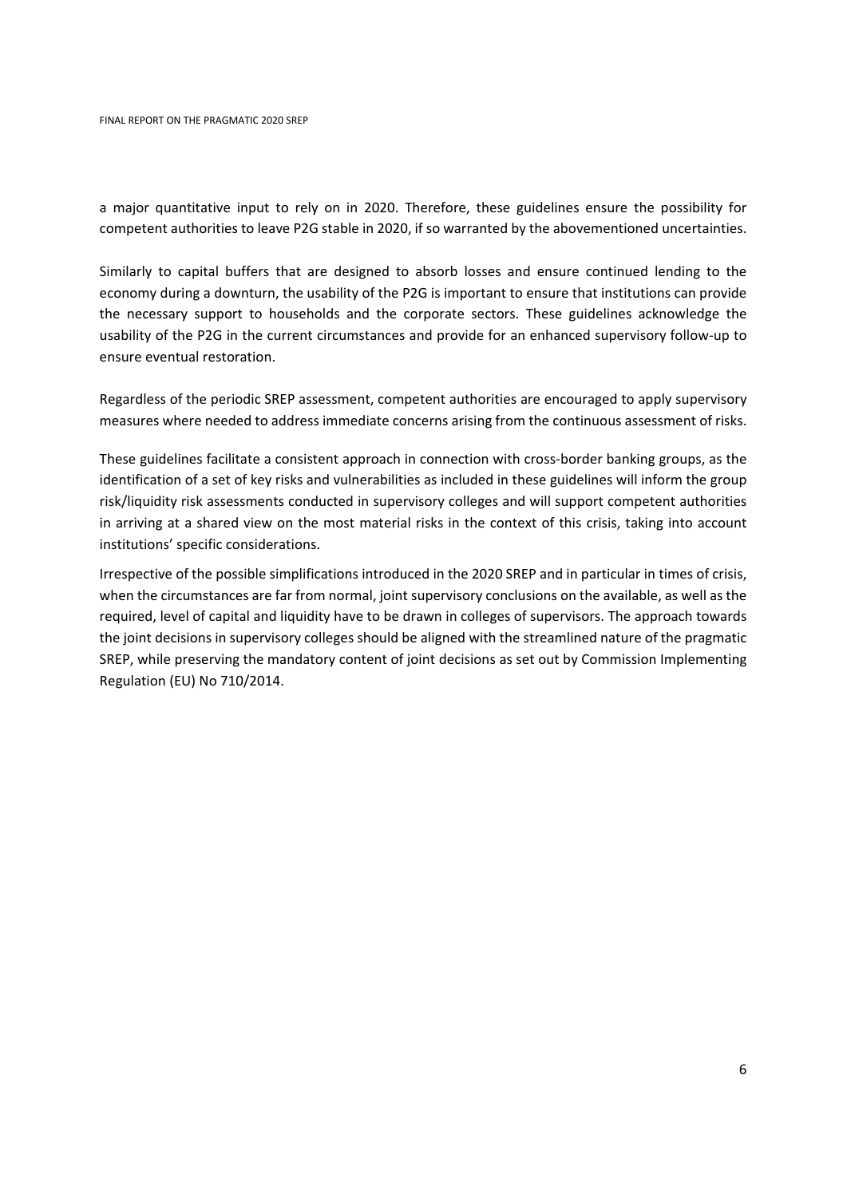a major quantitative input to rely on in 2020. Therefore, these guidelines ensure the possibility for competent authorities to leave P2G stable in 2020, if so warranted by the abovementioned uncertainties.

Similarly to capital buffers that are designed to absorb losses and ensure continued lending to the economy during a downturn, the usability of the P2G is important to ensure that institutions can provide the necessary support to households and the corporate sectors. These guidelines acknowledge the usability of the P2G in the current circumstances and provide for an enhanced supervisory follow-up to ensure eventual restoration.

Regardless of the periodic SREP assessment, competent authorities are encouraged to apply supervisory measures where needed to address immediate concerns arising from the continuous assessment of risks.

These guidelines facilitate a consistent approach in connection with cross-border banking groups, as the identification of a set of key risks and vulnerabilities as included in these guidelines will inform the group risk/liquidity risk assessments conducted in supervisory colleges and will support competent authorities in arriving at a shared view on the most material risks in the context of this crisis, taking into account institutions' specific considerations.

Irrespective of the possible simplifications introduced in the 2020 SREP and in particular in times of crisis, when the circumstances are far from normal, joint supervisory conclusions on the available, as well as the required, level of capital and liquidity have to be drawn in colleges of supervisors. The approach towards the joint decisions in supervisory colleges should be aligned with the streamlined nature of the pragmatic SREP, while preserving the mandatory content of joint decisions as set out by Commission Implementing Regulation (EU) No 710/2014.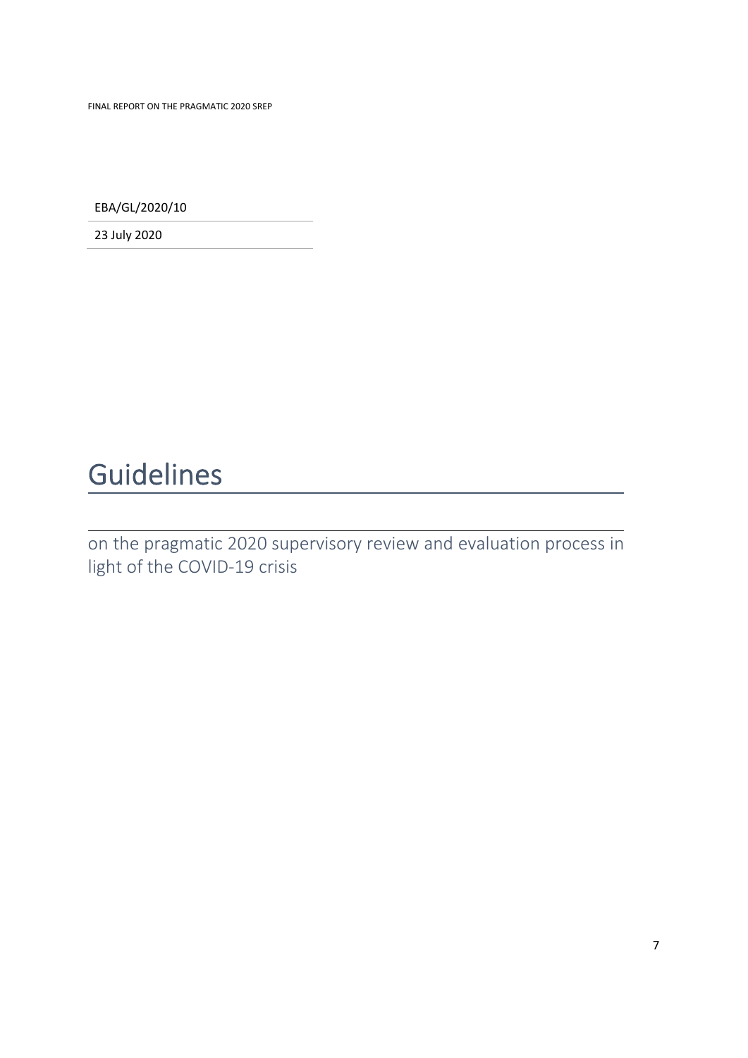EBA/GL/2020/10

23 July 2020

# Guidelines

on the pragmatic 2020 supervisory review and evaluation process in light of the COVID-19 crisis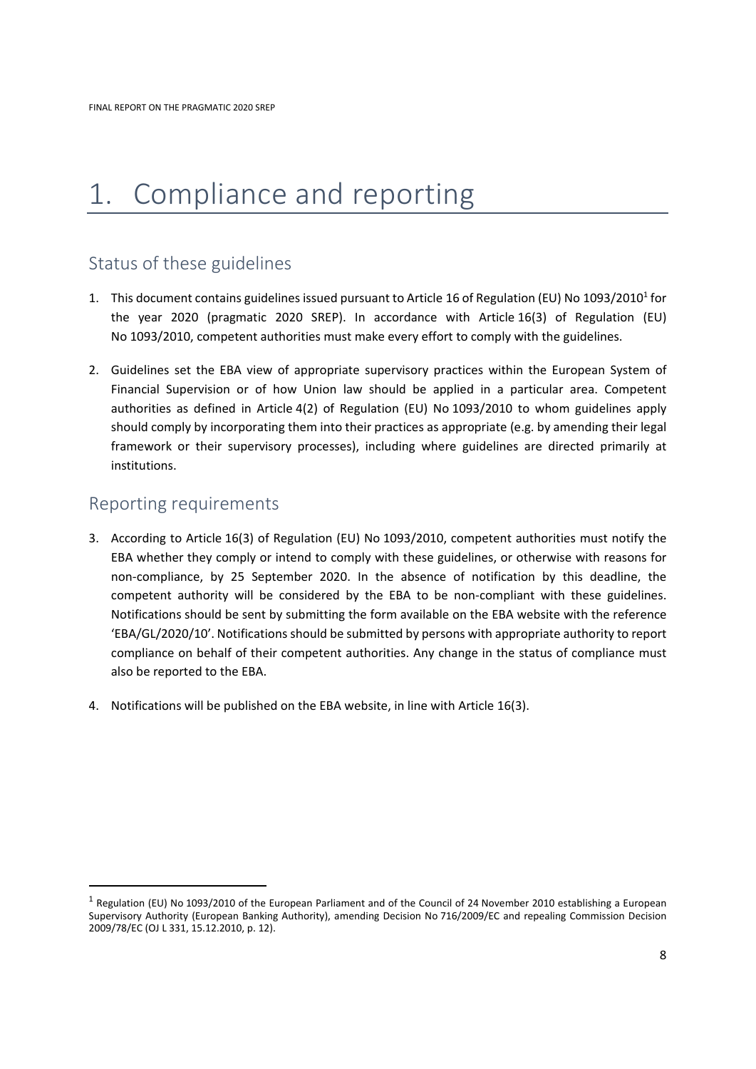# 1. Compliance and reporting

## Status of these guidelines

1. This document contains guidelines issued pursuant to Article 16 of Regulation (EU) No 1093/2010[1] for the year 2020 (pragmatic 2020 SREP). In accordance with Article 16(3) of Regulation (EU) No 1093/2010, competent authorities must make every effort to comply with the guidelines.

2. Guidelines set the EBA view of appropriate supervisory practices within the European System of Financial Supervision or of how Union law should be applied in a particular area. Competent authorities as defined in Article 4(2) of Regulation (EU) No 1093/2010 to whom guidelines apply should comply by incorporating them into their practices as appropriate (e.g. by amending their legal framework or their supervisory processes), including where guidelines are directed primarily at institutions.

## Reporting requirements

3. According to Article 16(3) of Regulation (EU) No 1093/2010, competent authorities must notify the EBA whether they comply or intend to comply with these guidelines, or otherwise with reasons for non-compliance, by 25 September 2020. In the absence of notification by this deadline, the competent authority will be considered by the EBA to be non-compliant with these guidelines. Notifications should be sent by submitting the form available on the EBA website with the reference 'EBA/GL/2020/10'. Notifications should be submitted by persons with appropriate authority to report compliance on behalf of their competent authorities. Any change in the status of compliance must also be reported to the EBA.

4. Notifications will be published on the EBA website, in line with Article 16(3).

---

[1] Regulation (EU) No 1093/2010 of the European Parliament and of the Council of 24 November 2010 establishing a European Supervisory Authority (European Banking Authority), amending Decision No 716/2009/EC and repealing Commission Decision 2009/78/EC (OJ L 331, 15.12.2010, p. 12).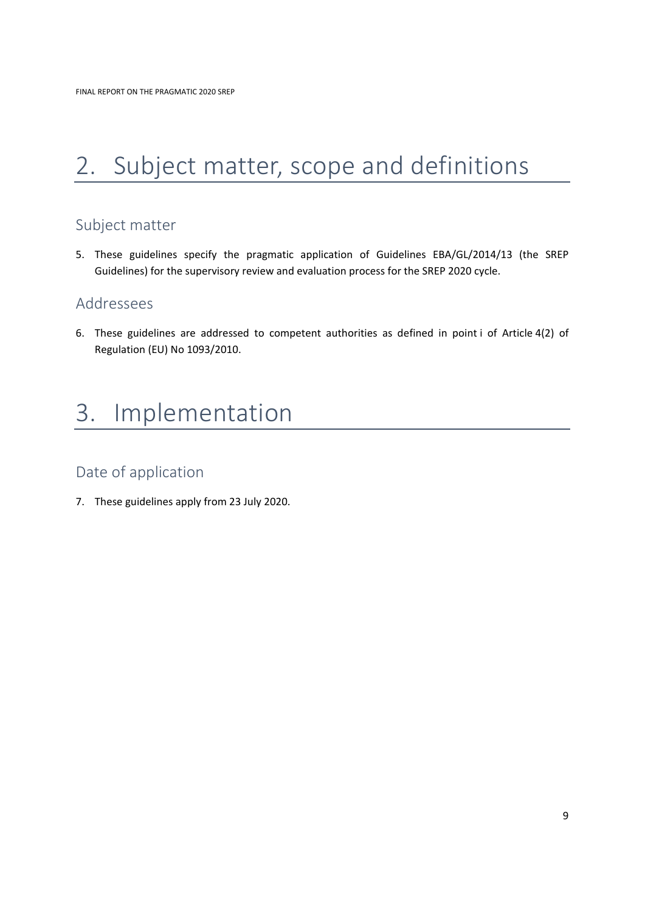# 2. Subject matter, scope and definitions

## Subject matter

5. These guidelines specify the pragmatic application of Guidelines EBA/GL/2014/13 (the SREP Guidelines) for the supervisory review and evaluation process for the SREP 2020 cycle.

## Addressees

6. These guidelines are addressed to competent authorities as defined in point i of Article 4(2) of Regulation (EU) No 1093/2010.

# 3. Implementation

## Date of application

7. These guidelines apply from 23 July 2020.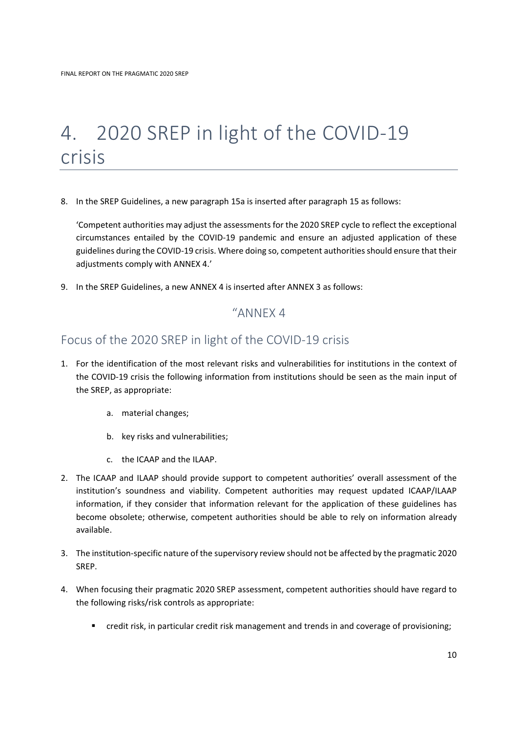# 4. 2020 SREP in light of the COVID-19 crisis

8. In the SREP Guidelines, a new paragraph 15a is inserted after paragraph 15 as follows:

   'Competent authorities may adjust the assessments for the 2020 SREP cycle to reflect the exceptional circumstances entailed by the COVID-19 pandemic and ensure an adjusted application of these guidelines during the COVID-19 crisis. Where doing so, competent authorities should ensure that their adjustments comply with ANNEX 4.'

9. In the SREP Guidelines, a new ANNEX 4 is inserted after ANNEX 3 as follows:

### "ANNEX 4

## Focus of the 2020 SREP in light of the COVID-19 crisis

1. For the identification of the most relevant risks and vulnerabilities for institutions in the context of the COVID-19 crisis the following information from institutions should be seen as the main input of the SREP, as appropriate:

   a. material changes;

   b. key risks and vulnerabilities;

   c. the ICAAP and the ILAAP.

2. The ICAAP and ILAAP should provide support to competent authorities' overall assessment of the institution's soundness and viability. Competent authorities may request updated ICAAP/ILAAP information, if they consider that information relevant for the application of these guidelines has become obsolete; otherwise, competent authorities should be able to rely on information already available.

3. The institution-specific nature of the supervisory review should not be affected by the pragmatic 2020 SREP.

4. When focusing their pragmatic 2020 SREP assessment, competent authorities should have regard to the following risks/risk controls as appropriate:

   - credit risk, in particular credit risk management and trends in and coverage of provisioning;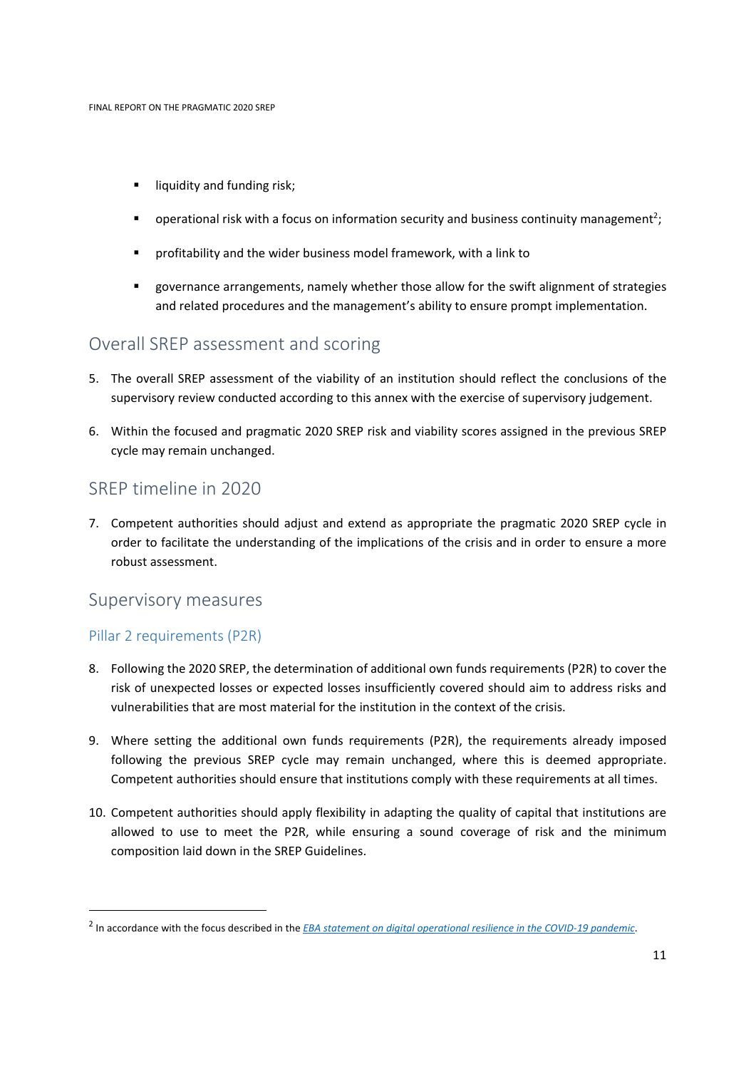- liquidity and funding risk;
- operational risk with a focus on information security and business continuity management[2];
- profitability and the wider business model framework, with a link to
- governance arrangements, namely whether those allow for the swift alignment of strategies and related procedures and the management's ability to ensure prompt implementation.

## Overall SREP assessment and scoring

5. The overall SREP assessment of the viability of an institution should reflect the conclusions of the supervisory review conducted according to this annex with the exercise of supervisory judgement.

6. Within the focused and pragmatic 2020 SREP risk and viability scores assigned in the previous SREP cycle may remain unchanged.

## SREP timeline in 2020

7. Competent authorities should adjust and extend as appropriate the pragmatic 2020 SREP cycle in order to facilitate the understanding of the implications of the crisis and in order to ensure a more robust assessment.

## Supervisory measures

### Pillar 2 requirements (P2R)

8. Following the 2020 SREP, the determination of additional own funds requirements (P2R) to cover the risk of unexpected losses or expected losses insufficiently covered should aim to address risks and vulnerabilities that are most material for the institution in the context of the crisis.

9. Where setting the additional own funds requirements (P2R), the requirements already imposed following the previous SREP cycle may remain unchanged, where this is deemed appropriate. Competent authorities should ensure that institutions comply with these requirements at all times.

10. Competent authorities should apply flexibility in adapting the quality of capital that institutions are allowed to use to meet the P2R, while ensuring a sound coverage of risk and the minimum composition laid down in the SREP Guidelines.

---

[2] In accordance with the focus described in the *EBA statement on digital operational resilience in the COVID-19 pandemic*.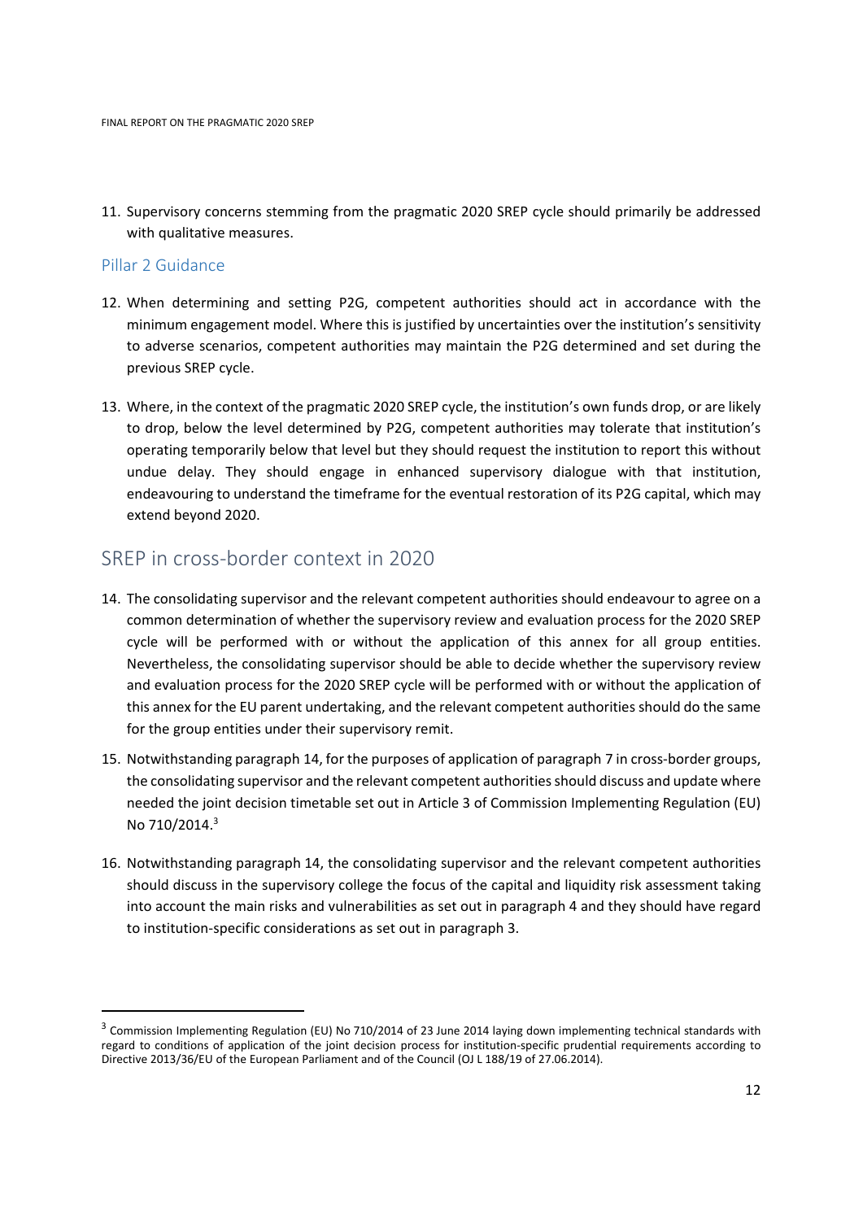11. Supervisory concerns stemming from the pragmatic 2020 SREP cycle should primarily be addressed with qualitative measures.

### Pillar 2 Guidance

12. When determining and setting P2G, competent authorities should act in accordance with the minimum engagement model. Where this is justified by uncertainties over the institution's sensitivity to adverse scenarios, competent authorities may maintain the P2G determined and set during the previous SREP cycle.

13. Where, in the context of the pragmatic 2020 SREP cycle, the institution's own funds drop, or are likely to drop, below the level determined by P2G, competent authorities may tolerate that institution's operating temporarily below that level but they should request the institution to report this without undue delay. They should engage in enhanced supervisory dialogue with that institution, endeavouring to understand the timeframe for the eventual restoration of its P2G capital, which may extend beyond 2020.

## SREP in cross-border context in 2020

14. The consolidating supervisor and the relevant competent authorities should endeavour to agree on a common determination of whether the supervisory review and evaluation process for the 2020 SREP cycle will be performed with or without the application of this annex for all group entities. Nevertheless, the consolidating supervisor should be able to decide whether the supervisory review and evaluation process for the 2020 SREP cycle will be performed with or without the application of this annex for the EU parent undertaking, and the relevant competent authorities should do the same for the group entities under their supervisory remit.

15. Notwithstanding paragraph 14, for the purposes of application of paragraph 7 in cross-border groups, the consolidating supervisor and the relevant competent authorities should discuss and update where needed the joint decision timetable set out in Article 3 of Commission Implementing Regulation (EU) No 710/2014.[3]

16. Notwithstanding paragraph 14, the consolidating supervisor and the relevant competent authorities should discuss in the supervisory college the focus of the capital and liquidity risk assessment taking into account the main risks and vulnerabilities as set out in paragraph 4 and they should have regard to institution-specific considerations as set out in paragraph 3.

---

[3] Commission Implementing Regulation (EU) No 710/2014 of 23 June 2014 laying down implementing technical standards with regard to conditions of application of the joint decision process for institution-specific prudential requirements according to Directive 2013/36/EU of the European Parliament and of the Council (OJ L 188/19 of 27.06.2014).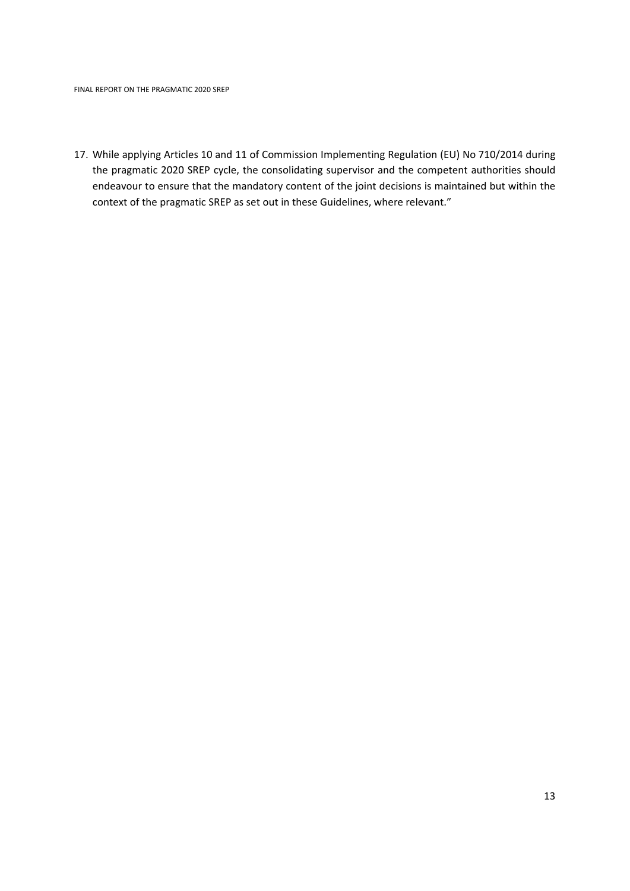17. While applying Articles 10 and 11 of Commission Implementing Regulation (EU) No 710/2014 during the pragmatic 2020 SREP cycle, the consolidating supervisor and the competent authorities should endeavour to ensure that the mandatory content of the joint decisions is maintained but within the context of the pragmatic SREP as set out in these Guidelines, where relevant."